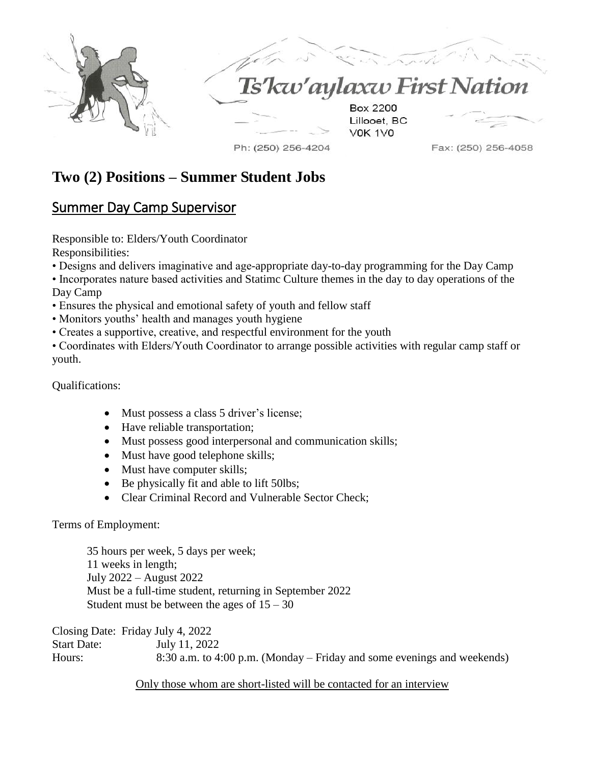Ts'kw'aylaxw First Nation

Box 2200
Lillooet, BC
V0K 1V0

Ph: (250) 256-4204 Fax: (250) 256-4058

# Two (2) Positions – Summer Student Jobs

## Summer Day Camp Supervisor

Responsible to: Elders/Youth Coordinator
Responsibilities:

- Designs and delivers imaginative and age-appropriate day-to-day programming for the Day Camp
- Incorporates nature based activities and Statimc Culture themes in the day to day operations of the Day Camp
- Ensures the physical and emotional safety of youth and fellow staff
- Monitors youths' health and manages youth hygiene
- Creates a supportive, creative, and respectful environment for the youth
- Coordinates with Elders/Youth Coordinator to arrange possible activities with regular camp staff or youth.

Qualifications:

- Must possess a class 5 driver's license;
- Have reliable transportation;
- Must possess good interpersonal and communication skills;
- Must have good telephone skills;
- Must have computer skills;
- Be physically fit and able to lift 50lbs;
- Clear Criminal Record and Vulnerable Sector Check;

Terms of Employment:

35 hours per week, 5 days per week;
11 weeks in length;
July 2022 – August 2022
Must be a full-time student, returning in September 2022
Student must be between the ages of 15 – 30

Closing Date: Friday July 4, 2022
Start Date: July 11, 2022
Hours: 8:30 a.m. to 4:00 p.m. (Monday – Friday and some evenings and weekends)

Only those whom are short-listed will be contacted for an interview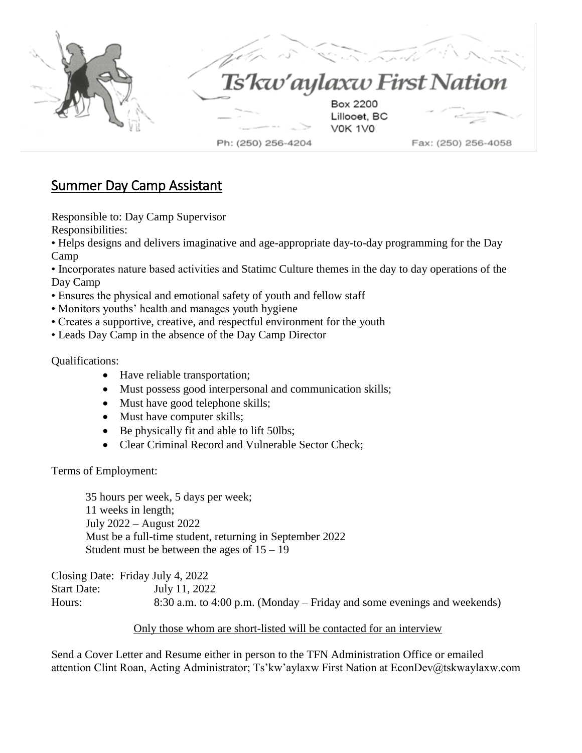# Ts'kw'aylaxw First Nation

Box 2200
Lillooet, BC
V0K 1V0

Ph: (250) 256-4204

Fax: (250) 256-4058

## Summer Day Camp Assistant

Responsible to: Day Camp Supervisor

Responsibilities:

- Helps designs and delivers imaginative and age-appropriate day-to-day programming for the Day Camp
- Incorporates nature based activities and Statimc Culture themes in the day to day operations of the Day Camp
- Ensures the physical and emotional safety of youth and fellow staff
- Monitors youths' health and manages youth hygiene
- Creates a supportive, creative, and respectful environment for the youth
- Leads Day Camp in the absence of the Day Camp Director

Qualifications:

- Have reliable transportation;
- Must possess good interpersonal and communication skills;
- Must have good telephone skills;
- Must have computer skills;
- Be physically fit and able to lift 50lbs;
- Clear Criminal Record and Vulnerable Sector Check;

Terms of Employment:

35 hours per week, 5 days per week;
11 weeks in length;
July 2022 – August 2022
Must be a full-time student, returning in September 2022
Student must be between the ages of 15 – 19

Closing Date: Friday July 4, 2022
Start Date: July 11, 2022
Hours: 8:30 a.m. to 4:00 p.m. (Monday – Friday and some evenings and weekends)

Only those whom are short-listed will be contacted for an interview

Send a Cover Letter and Resume either in person to the TFN Administration Office or emailed attention Clint Roan, Acting Administrator; Ts'kw'aylaxw First Nation at EconDev@tskwaylaxw.com